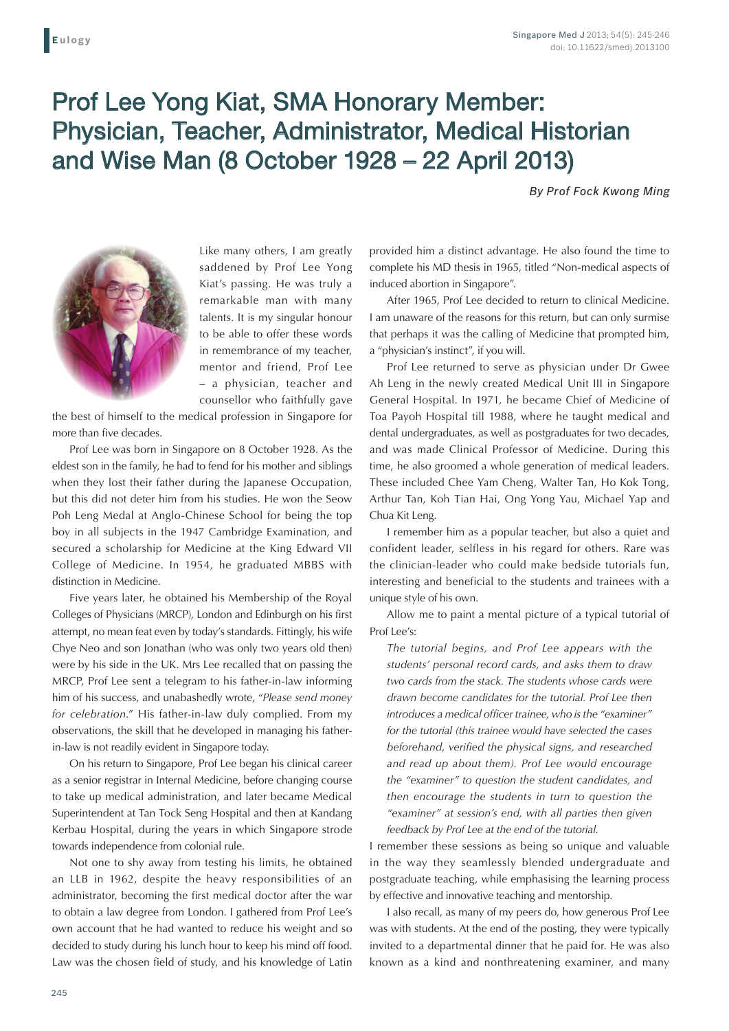Eulogy

# Prof Lee Yong Kiat, SMA Honorary Member: Physician, Teacher, Administrator, Medical Historian and Wise Man (8 October 1928 – 22 April 2013)

*By Prof Fock Kwong Ming*

Like many others, I am greatly saddened by Prof Lee Yong Kiat's passing. He was truly a remarkable man with many talents. It is my singular honour to be able to offer these words in remembrance of my teacher, mentor and friend, Prof Lee – a physician, teacher and counsellor who faithfully gave the best of himself to the medical profession in Singapore for more than five decades.

Prof Lee was born in Singapore on 8 October 1928. As the eldest son in the family, he had to fend for his mother and siblings when they lost their father during the Japanese Occupation, but this did not deter him from his studies. He won the Seow Poh Leng Medal at Anglo-Chinese School for being the top boy in all subjects in the 1947 Cambridge Examination, and secured a scholarship for Medicine at the King Edward VII College of Medicine. In 1954, he graduated MBBS with distinction in Medicine.

Five years later, he obtained his Membership of the Royal Colleges of Physicians (MRCP), London and Edinburgh on his first attempt, no mean feat even by today's standards. Fittingly, his wife Chye Neo and son Jonathan (who was only two years old then) were by his side in the UK. Mrs Lee recalled that on passing the MRCP, Prof Lee sent a telegram to his father-in-law informing him of his success, and unabashedly wrote, "*Please send money for celebration*." His father-in-law duly complied. From my observations, the skill that he developed in managing his father-in-law is not readily evident in Singapore today.

On his return to Singapore, Prof Lee began his clinical career as a senior registrar in Internal Medicine, before changing course to take up medical administration, and later became Medical Superintendent at Tan Tock Seng Hospital and then at Kandang Kerbau Hospital, during the years in which Singapore strode towards independence from colonial rule.

Not one to shy away from testing his limits, he obtained an LLB in 1962, despite the heavy responsibilities of an administrator, becoming the first medical doctor after the war to obtain a law degree from London. I gathered from Prof Lee's own account that he had wanted to reduce his weight and so decided to study during his lunch hour to keep his mind off food. Law was the chosen field of study, and his knowledge of Latin provided him a distinct advantage. He also found the time to complete his MD thesis in 1965, titled "Non-medical aspects of induced abortion in Singapore".

After 1965, Prof Lee decided to return to clinical Medicine. I am unaware of the reasons for this return, but can only surmise that perhaps it was the calling of Medicine that prompted him, a "physician's instinct", if you will.

Prof Lee returned to serve as physician under Dr Gwee Ah Leng in the newly created Medical Unit III in Singapore General Hospital. In 1971, he became Chief of Medicine of Toa Payoh Hospital till 1988, where he taught medical and dental undergraduates, as well as postgraduates for two decades, and was made Clinical Professor of Medicine. During this time, he also groomed a whole generation of medical leaders. These included Chee Yam Cheng, Walter Tan, Ho Kok Tong, Arthur Tan, Koh Tian Hai, Ong Yong Yau, Michael Yap and Chua Kit Leng.

I remember him as a popular teacher, but also a quiet and confident leader, selfless in his regard for others. Rare was the clinician-leader who could make bedside tutorials fun, interesting and beneficial to the students and trainees with a unique style of his own.

Allow me to paint a mental picture of a typical tutorial of Prof Lee's:

> *The tutorial begins, and Prof Lee appears with the students' personal record cards, and asks them to draw two cards from the stack. The students whose cards were drawn become candidates for the tutorial. Prof Lee then introduces a medical officer trainee, who is the "examiner" for the tutorial (this trainee would have selected the cases beforehand, verified the physical signs, and researched and read up about them). Prof Lee would encourage the "examiner" to question the student candidates, and then encourage the students in turn to question the "examiner" at session's end, with all parties then given feedback by Prof Lee at the end of the tutorial.*

I remember these sessions as being so unique and valuable in the way they seamlessly blended undergraduate and postgraduate teaching, while emphasising the learning process by effective and innovative teaching and mentorship.

I also recall, as many of my peers do, how generous Prof Lee was with students. At the end of the posting, they were typically invited to a departmental dinner that he paid for. He was also known as a kind and nonthreatening examiner, and many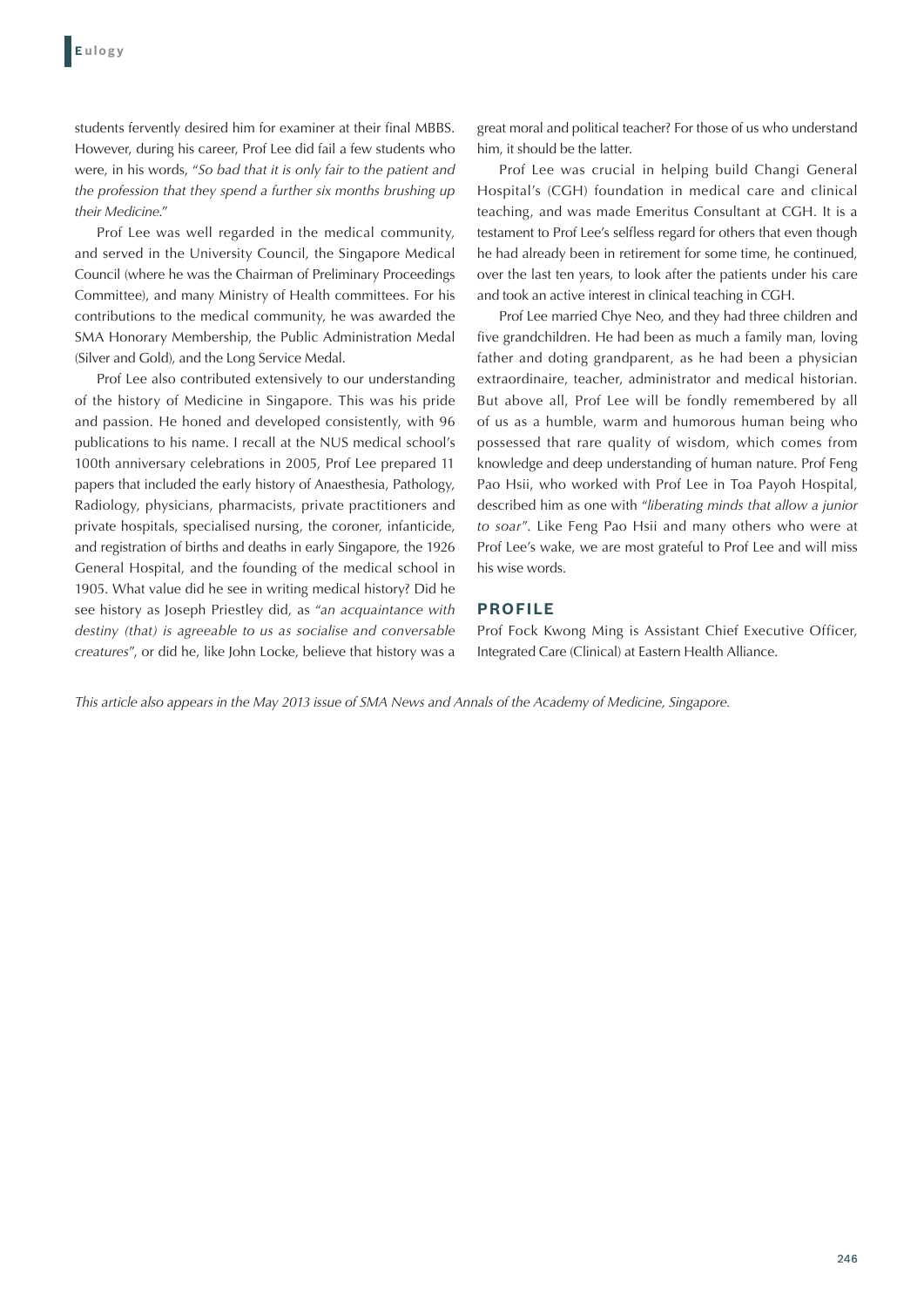students fervently desired him for examiner at their final MBBS. However, during his career, Prof Lee did fail a few students who were, in his words, "*So bad that it is only fair to the patient and the profession that they spend a further six months brushing up their Medicine*."

Prof Lee was well regarded in the medical community, and served in the University Council, the Singapore Medical Council (where he was the Chairman of Preliminary Proceedings Committee), and many Ministry of Health committees. For his contributions to the medical community, he was awarded the SMA Honorary Membership, the Public Administration Medal (Silver and Gold), and the Long Service Medal.

Prof Lee also contributed extensively to our understanding of the history of Medicine in Singapore. This was his pride and passion. He honed and developed consistently, with 96 publications to his name. I recall at the NUS medical school's 100th anniversary celebrations in 2005, Prof Lee prepared 11 papers that included the early history of Anaesthesia, Pathology, Radiology, physicians, pharmacists, private practitioners and private hospitals, specialised nursing, the coroner, infanticide, and registration of births and deaths in early Singapore, the 1926 General Hospital, and the founding of the medical school in 1905. What value did he see in writing medical history? Did he see history as Joseph Priestley did, as "*an acquaintance with destiny (that) is agreeable to us as socialise and conversable creatures*", or did he, like John Locke, believe that history was a great moral and political teacher? For those of us who understand him, it should be the latter.

Prof Lee was crucial in helping build Changi General Hospital's (CGH) foundation in medical care and clinical teaching, and was made Emeritus Consultant at CGH. It is a testament to Prof Lee's selfless regard for others that even though he had already been in retirement for some time, he continued, over the last ten years, to look after the patients under his care and took an active interest in clinical teaching in CGH.

Prof Lee married Chye Neo, and they had three children and five grandchildren. He had been as much a family man, loving father and doting grandparent, as he had been a physician extraordinaire, teacher, administrator and medical historian. But above all, Prof Lee will be fondly remembered by all of us as a humble, warm and humorous human being who possessed that rare quality of wisdom, which comes from knowledge and deep understanding of human nature. Prof Feng Pao Hsii, who worked with Prof Lee in Toa Payoh Hospital, described him as one with "*liberating minds that allow a junior to soar*". Like Feng Pao Hsii and many others who were at Prof Lee's wake, we are most grateful to Prof Lee and will miss his wise words.

## PROFILE

Prof Fock Kwong Ming is Assistant Chief Executive Officer, Integrated Care (Clinical) at Eastern Health Alliance.

*This article also appears in the May 2013 issue of SMA News and Annals of the Academy of Medicine, Singapore.*